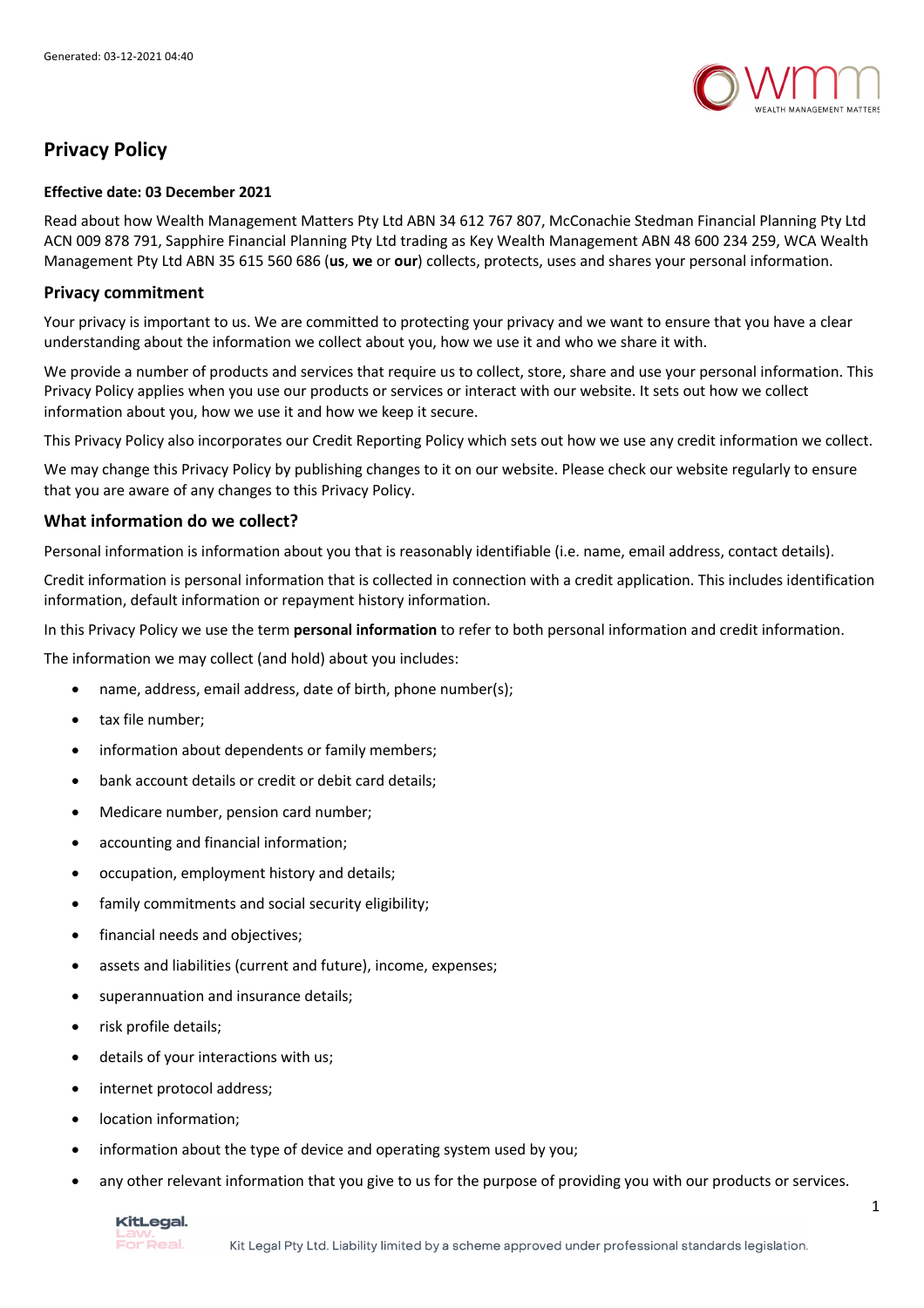# Privacy Policy

**Effective date: 03 December 2021**

Read about how Wealth Management Matters Pty Ltd ABN 34 612 767 807, McConachie Stedman Financial Planning Pty Ltd ACN 009 878 791, Sapphire Financial Planning Pty Ltd trading as Key Wealth Management ABN 48 600 234 259, WCA Wealth Management Pty Ltd ABN 35 615 560 686 (**us**, **we** or **our**) collects, protects, uses and shares your personal information.

## Privacy commitment

Your privacy is important to us. We are committed to protecting your privacy and we want to ensure that you have a clear understanding about the information we collect about you, how we use it and who we share it with.

We provide a number of products and services that require us to collect, store, share and use your personal information. This Privacy Policy applies when you use our products or services or interact with our website. It sets out how we collect information about you, how we use it and how we keep it secure.

This Privacy Policy also incorporates our Credit Reporting Policy which sets out how we use any credit information we collect.

We may change this Privacy Policy by publishing changes to it on our website. Please check our website regularly to ensure that you are aware of any changes to this Privacy Policy.

## What information do we collect?

Personal information is information about you that is reasonably identifiable (i.e. name, email address, contact details).

Credit information is personal information that is collected in connection with a credit application. This includes identification information, default information or repayment history information.

In this Privacy Policy we use the term **personal information** to refer to both personal information and credit information.

The information we may collect (and hold) about you includes:

- name, address, email address, date of birth, phone number(s);
- tax file number;
- information about dependents or family members;
- bank account details or credit or debit card details;
- Medicare number, pension card number;
- accounting and financial information;
- occupation, employment history and details;
- family commitments and social security eligibility;
- financial needs and objectives;
- assets and liabilities (current and future), income, expenses;
- superannuation and insurance details;
- risk profile details;
- details of your interactions with us;
- internet protocol address;
- location information;
- information about the type of device and operating system used by you;
- any other relevant information that you give to us for the purpose of providing you with our products or services.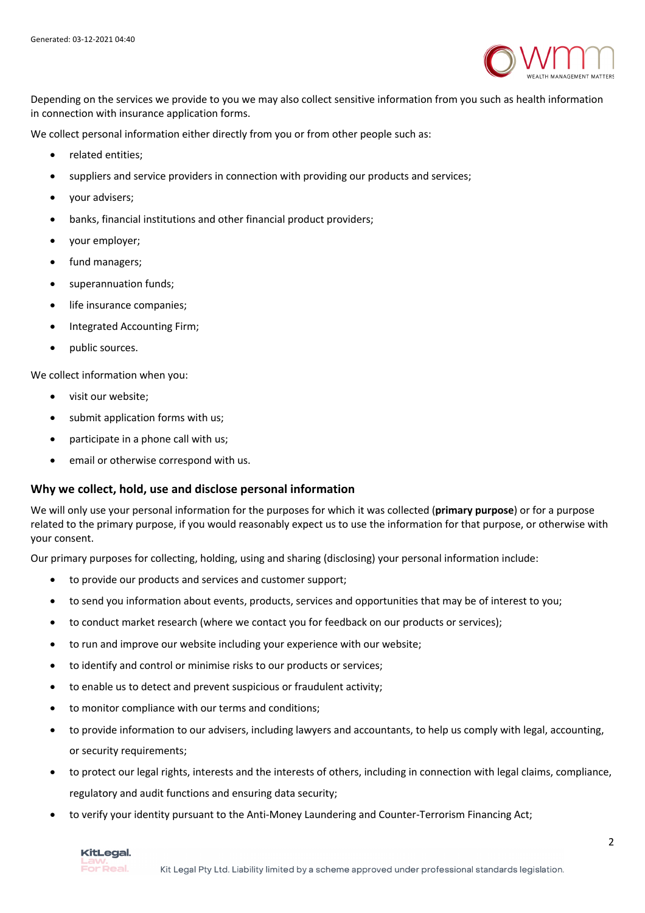Depending on the services we provide to you we may also collect sensitive information from you such as health information in connection with insurance application forms.

We collect personal information either directly from you or from other people such as:

- related entities;
- suppliers and service providers in connection with providing our products and services;
- your advisers;
- banks, financial institutions and other financial product providers;
- your employer;
- fund managers;
- superannuation funds;
- life insurance companies;
- Integrated Accounting Firm;
- public sources.

We collect information when you:

- visit our website;
- submit application forms with us;
- participate in a phone call with us;
- email or otherwise correspond with us.

## Why we collect, hold, use and disclose personal information

We will only use your personal information for the purposes for which it was collected (**primary purpose**) or for a purpose related to the primary purpose, if you would reasonably expect us to use the information for that purpose, or otherwise with your consent.

Our primary purposes for collecting, holding, using and sharing (disclosing) your personal information include:

- to provide our products and services and customer support;
- to send you information about events, products, services and opportunities that may be of interest to you;
- to conduct market research (where we contact you for feedback on our products or services);
- to run and improve our website including your experience with our website;
- to identify and control or minimise risks to our products or services;
- to enable us to detect and prevent suspicious or fraudulent activity;
- to monitor compliance with our terms and conditions;
- to provide information to our advisers, including lawyers and accountants, to help us comply with legal, accounting, or security requirements;
- to protect our legal rights, interests and the interests of others, including in connection with legal claims, compliance, regulatory and audit functions and ensuring data security;
- to verify your identity pursuant to the Anti-Money Laundering and Counter-Terrorism Financing Act;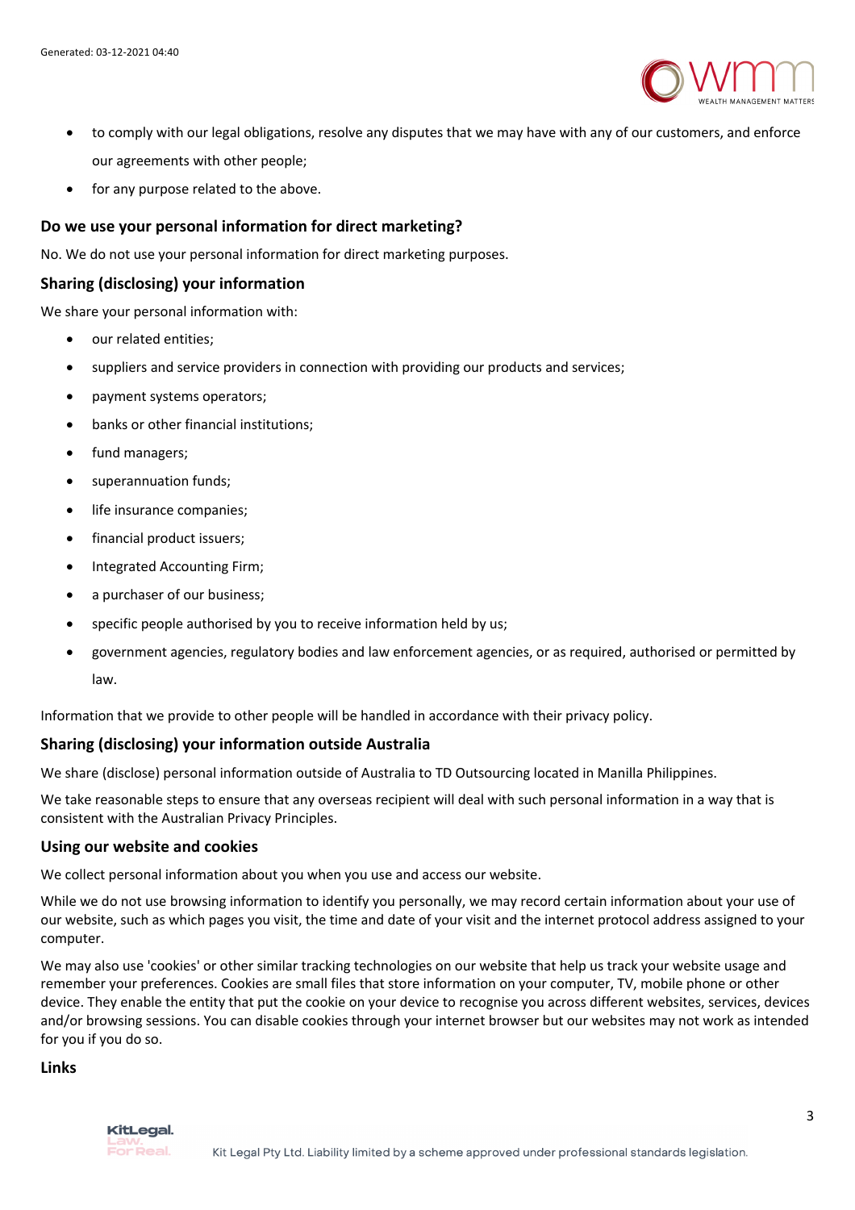- to comply with our legal obligations, resolve any disputes that we may have with any of our customers, and enforce our agreements with other people;
- for any purpose related to the above.

### Do we use your personal information for direct marketing?

No. We do not use your personal information for direct marketing purposes.

### Sharing (disclosing) your information

We share your personal information with:

- our related entities;
- suppliers and service providers in connection with providing our products and services;
- payment systems operators;
- banks or other financial institutions;
- fund managers;
- superannuation funds;
- life insurance companies;
- financial product issuers;
- Integrated Accounting Firm;
- a purchaser of our business;
- specific people authorised by you to receive information held by us;
- government agencies, regulatory bodies and law enforcement agencies, or as required, authorised or permitted by law.

Information that we provide to other people will be handled in accordance with their privacy policy.

### Sharing (disclosing) your information outside Australia

We share (disclose) personal information outside of Australia to TD Outsourcing located in Manilla Philippines.

We take reasonable steps to ensure that any overseas recipient will deal with such personal information in a way that is consistent with the Australian Privacy Principles.

### Using our website and cookies

We collect personal information about you when you use and access our website.

While we do not use browsing information to identify you personally, we may record certain information about your use of our website, such as which pages you visit, the time and date of your visit and the internet protocol address assigned to your computer.

We may also use 'cookies' or other similar tracking technologies on our website that help us track your website usage and remember your preferences. Cookies are small files that store information on your computer, TV, mobile phone or other device. They enable the entity that put the cookie on your device to recognise you across different websites, services, devices and/or browsing sessions. You can disable cookies through your internet browser but our websites may not work as intended for you if you do so.

### Links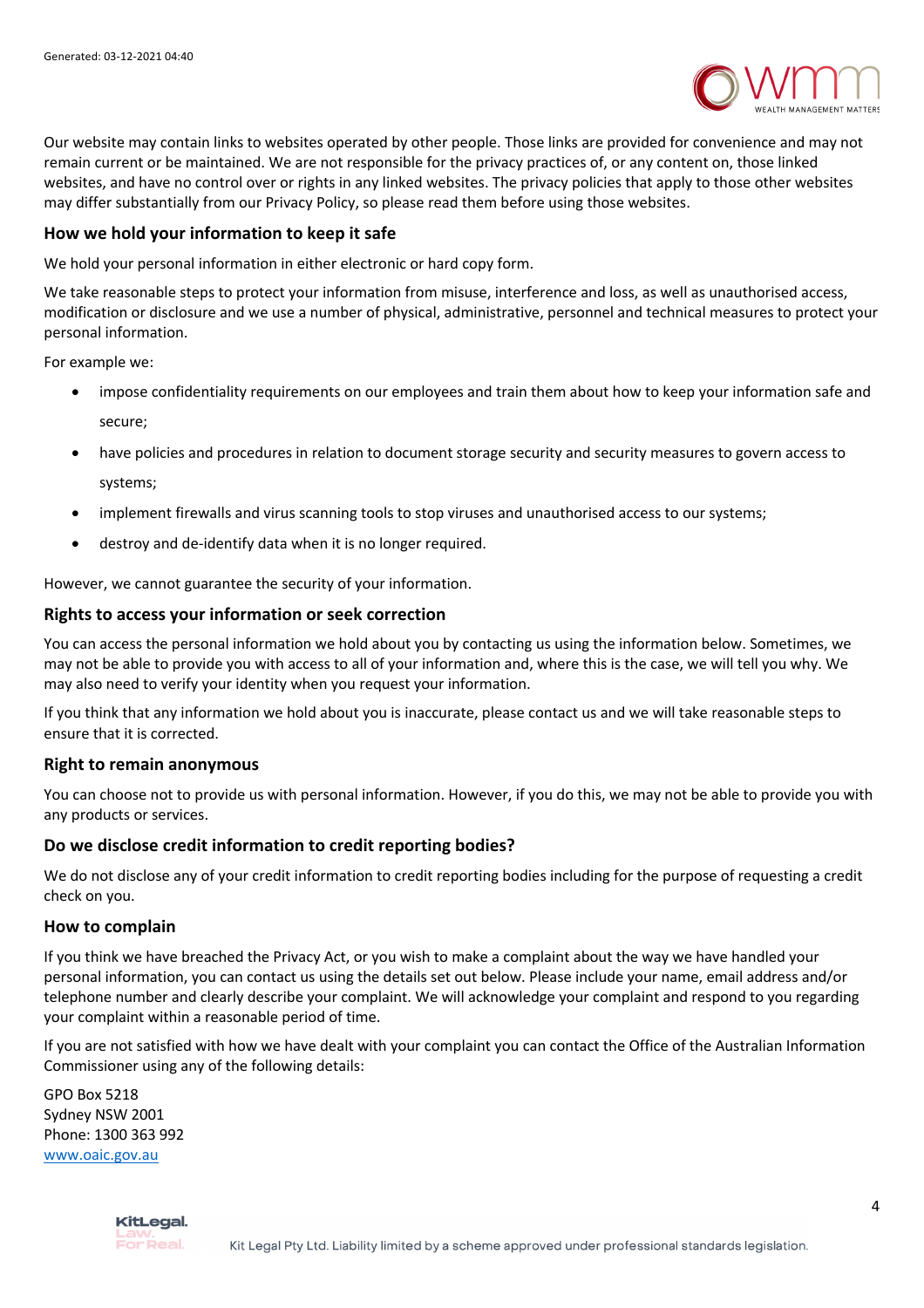Our website may contain links to websites operated by other people. Those links are provided for convenience and may not remain current or be maintained. We are not responsible for the privacy practices of, or any content on, those linked websites, and have no control over or rights in any linked websites. The privacy policies that apply to those other websites may differ substantially from our Privacy Policy, so please read them before using those websites.

## How we hold your information to keep it safe

We hold your personal information in either electronic or hard copy form.

We take reasonable steps to protect your information from misuse, interference and loss, as well as unauthorised access, modification or disclosure and we use a number of physical, administrative, personnel and technical measures to protect your personal information.

For example we:

- impose confidentiality requirements on our employees and train them about how to keep your information safe and secure;
- have policies and procedures in relation to document storage security and security measures to govern access to systems;
- implement firewalls and virus scanning tools to stop viruses and unauthorised access to our systems;
- destroy and de-identify data when it is no longer required.

However, we cannot guarantee the security of your information.

## Rights to access your information or seek correction

You can access the personal information we hold about you by contacting us using the information below. Sometimes, we may not be able to provide you with access to all of your information and, where this is the case, we will tell you why. We may also need to verify your identity when you request your information.

If you think that any information we hold about you is inaccurate, please contact us and we will take reasonable steps to ensure that it is corrected.

## Right to remain anonymous

You can choose not to provide us with personal information. However, if you do this, we may not be able to provide you with any products or services.

## Do we disclose credit information to credit reporting bodies?

We do not disclose any of your credit information to credit reporting bodies including for the purpose of requesting a credit check on you.

## How to complain

If you think we have breached the Privacy Act, or you wish to make a complaint about the way we have handled your personal information, you can contact us using the details set out below. Please include your name, email address and/or telephone number and clearly describe your complaint. We will acknowledge your complaint and respond to you regarding your complaint within a reasonable period of time.

If you are not satisfied with how we have dealt with your complaint you can contact the Office of the Australian Information Commissioner using any of the following details:

GPO Box 5218
Sydney NSW 2001
Phone: 1300 363 992
www.oaic.gov.au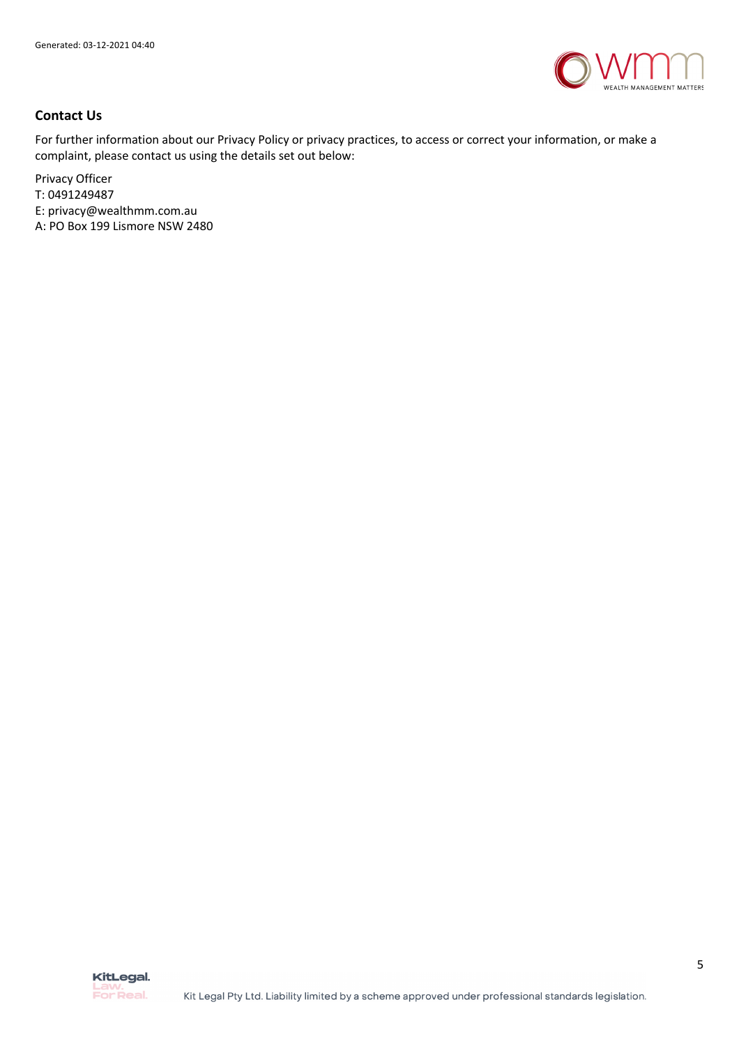## Contact Us

For further information about our Privacy Policy or privacy practices, to access or correct your information, or make a complaint, please contact us using the details set out below:

Privacy Officer
T: 0491249487
E: privacy@wealthmm.com.au
A: PO Box 199 Lismore NSW 2480